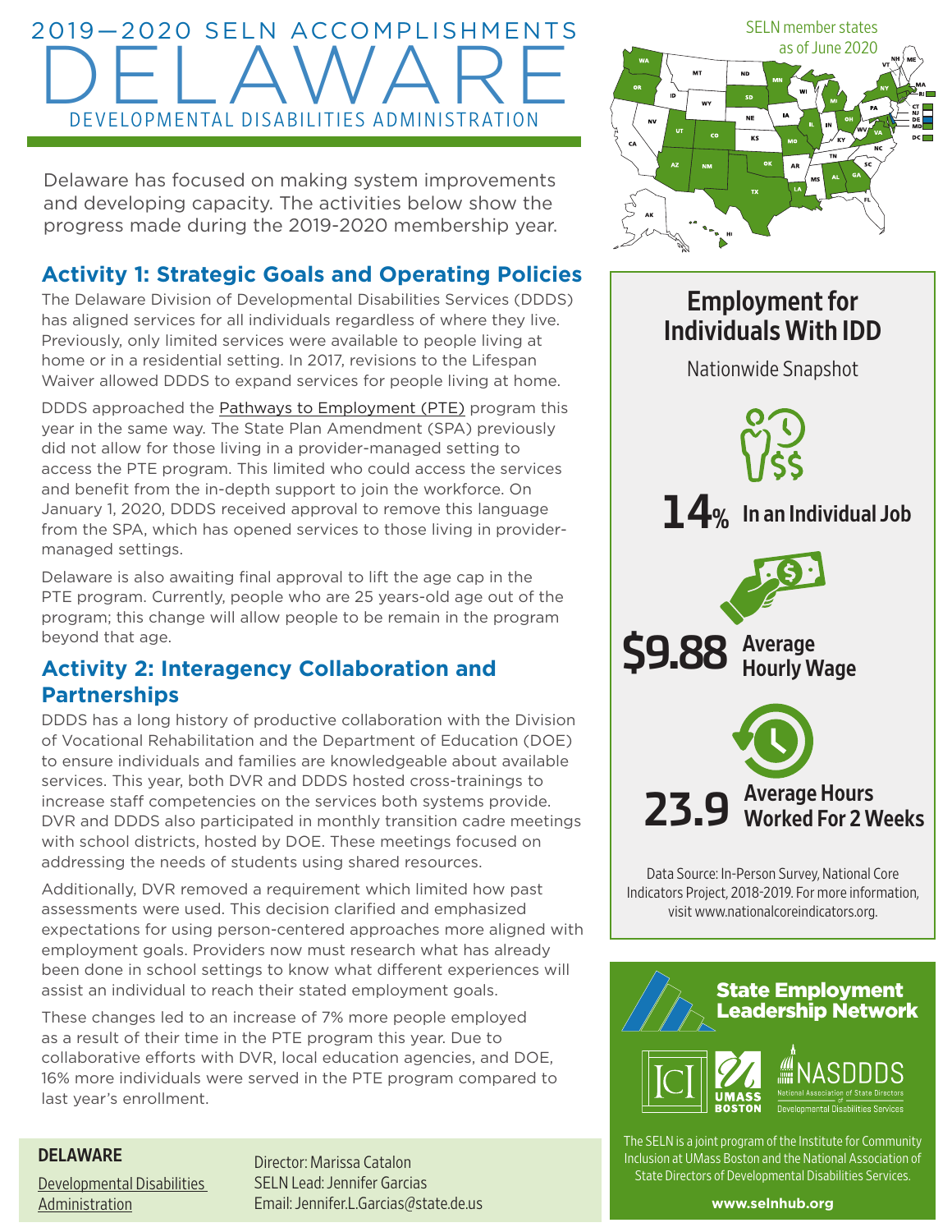# 2019—2020 SELN ACCOMPLISHMENTS

# DELAWARE

## DEVELOPMENTAL DISABILITIES ADMINISTRATION

Delaware has focused on making system improvements and developing capacity. The activities below show the progress made during the 2019-2020 membership year.

### Activity 1: Strategic Goals and Operating Policies

The Delaware Division of Developmental Disabilities Services (DDDS) has aligned services for all individuals regardless of where they live. Previously, only limited services were available to people living at home or in a residential setting. In 2017, revisions to the Lifespan Waiver allowed DDDS to expand services for people living at home.

DDDS approached the Pathways to Employment (PTE) program this year in the same way. The State Plan Amendment (SPA) previously did not allow for those living in a provider-managed setting to access the PTE program. This limited who could access the services and benefit from the in-depth support to join the workforce. On January 1, 2020, DDDS received approval to remove this language from the SPA, which has opened services to those living in provider-managed settings.

Delaware is also awaiting final approval to lift the age cap in the PTE program. Currently, people who are 25 years-old age out of the program; this change will allow people to be remain in the program beyond that age.

### Activity 2: Interagency Collaboration and Partnerships

DDDS has a long history of productive collaboration with the Division of Vocational Rehabilitation and the Department of Education (DOE) to ensure individuals and families are knowledgeable about available services. This year, both DVR and DDDS hosted cross-trainings to increase staff competencies on the services both systems provide. DVR and DDDS also participated in monthly transition cadre meetings with school districts, hosted by DOE. These meetings focused on addressing the needs of students using shared resources.

Additionally, DVR removed a requirement which limited how past assessments were used. This decision clarified and emphasized expectations for using person-centered approaches more aligned with employment goals. Providers now must research what has already been done in school settings to know what different experiences will assist an individual to reach their stated employment goals.

These changes led to an increase of 7% more people employed as a result of their time in the PTE program this year. Due to collaborative efforts with DVR, local education agencies, and DOE, 16% more individuals were served in the PTE program compared to last year's enrollment.

**DELAWARE**

Developmental Disabilities Administration

Director: Marissa Catalon
SELN Lead: Jennifer Garcias
Email: Jennifer.L.Garcias@state.de.us

SELN member states as of June 2020

## Employment for Individuals With IDD

Nationwide Snapshot

**14%** In an Individual Job

**$9.88** Average Hourly Wage

**23.9** Average Hours Worked For 2 Weeks

Data Source: In-Person Survey, National Core Indicators Project, 2018-2019. For more information, visit www.nationalcoreindicators.org.

**State Employment Leadership Network**

ICI | UMASS BOSTON | NASDDDS National Association of State Directors of Developmental Disabilities Services

The SELN is a joint program of the Institute for Community Inclusion at UMass Boston and the National Association of State Directors of Developmental Disabilities Services.

**www.selnhub.org**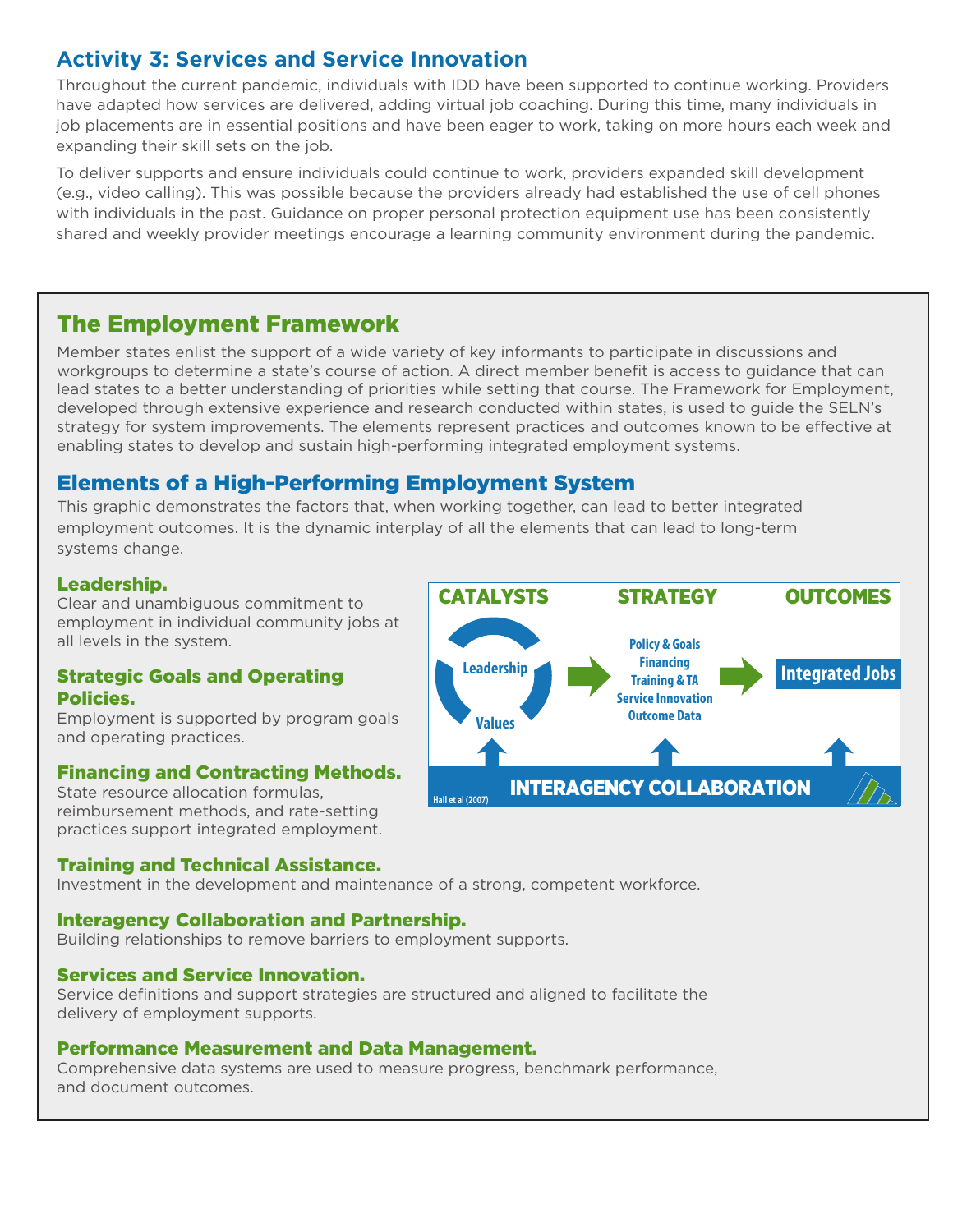## Activity 3: Services and Service Innovation

Throughout the current pandemic, individuals with IDD have been supported to continue working. Providers have adapted how services are delivered, adding virtual job coaching. During this time, many individuals in job placements are in essential positions and have been eager to work, taking on more hours each week and expanding their skill sets on the job.

To deliver supports and ensure individuals could continue to work, providers expanded skill development (e.g., video calling). This was possible because the providers already had established the use of cell phones with individuals in the past. Guidance on proper personal protection equipment use has been consistently shared and weekly provider meetings encourage a learning community environment during the pandemic.

## The Employment Framework

Member states enlist the support of a wide variety of key informants to participate in discussions and workgroups to determine a state's course of action. A direct member benefit is access to guidance that can lead states to a better understanding of priorities while setting that course. The Framework for Employment, developed through extensive experience and research conducted within states, is used to guide the SELN's strategy for system improvements. The elements represent practices and outcomes known to be effective at enabling states to develop and sustain high-performing integrated employment systems.

## Elements of a High-Performing Employment System

This graphic demonstrates the factors that, when working together, can lead to better integrated employment outcomes. It is the dynamic interplay of all the elements that can lead to long-term systems change.

CATALYSTS
Leadership
Values

STRATEGY
Policy & Goals
Financing
Training & TA
Service Innovation
Outcome Data

OUTCOMES
Integrated Jobs

INTERAGENCY COLLABORATION

Hall et al (2007)

### Leadership.

Clear and unambiguous commitment to employment in individual community jobs at all levels in the system.

### Strategic Goals and Operating Policies.

Employment is supported by program goals and operating practices.

### Financing and Contracting Methods.

State resource allocation formulas, reimbursement methods, and rate-setting practices support integrated employment.

### Training and Technical Assistance.

Investment in the development and maintenance of a strong, competent workforce.

### Interagency Collaboration and Partnership.

Building relationships to remove barriers to employment supports.

### Services and Service Innovation.

Service definitions and support strategies are structured and aligned to facilitate the delivery of employment supports.

### Performance Measurement and Data Management.

Comprehensive data systems are used to measure progress, benchmark performance, and document outcomes.